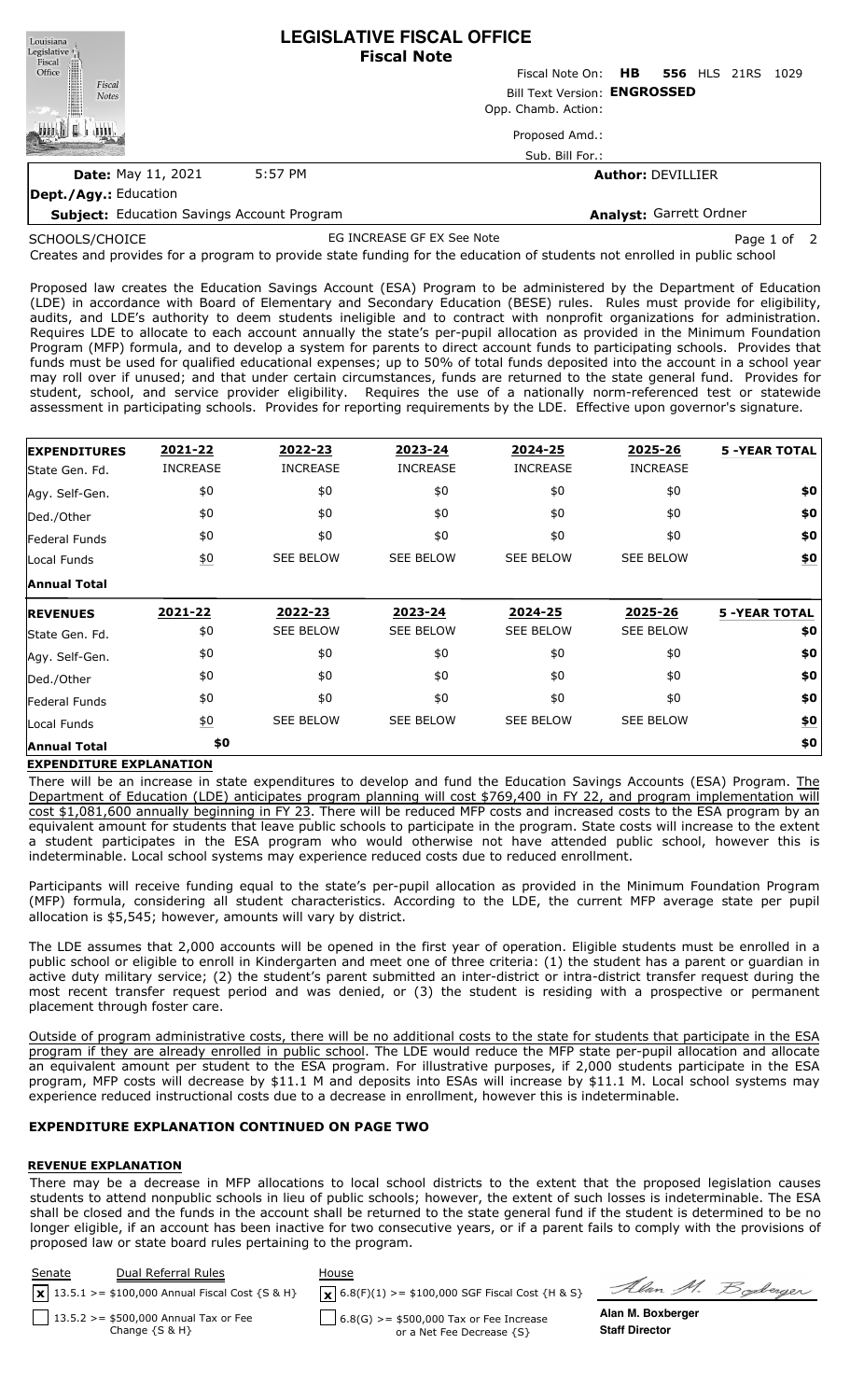# LEGISLATIVE FISCAL OFFICE
## Fiscal Note

Fiscal Note On: **HB 556** HLS 21RS 1029

Bill Text Version: **ENGROSSED**

Opp. Chamb. Action:

Proposed Amd.:

Sub. Bill For.:

**Date:** May 11, 2021 5:57 PM

**Author:** DEVILLIER

**Dept./Agy.:** Education

**Subject:** Education Savings Account Program

**Analyst:** Garrett Ordner

SCHOOLS/CHOICE EG INCREASE GF EX See Note

Creates and provides for a program to provide state funding for the education of students not enrolled in public school

Proposed law creates the Education Savings Account (ESA) Program to be administered by the Department of Education (LDE) in accordance with Board of Elementary and Secondary Education (BESE) rules. Rules must provide for eligibility, audits, and LDE's authority to deem students ineligible and to contract with nonprofit organizations for administration. Requires LDE to allocate to each account annually the state's per-pupil allocation as provided in the Minimum Foundation Program (MFP) formula, and to develop a system for parents to direct account funds to participating schools. Provides that funds must be used for qualified educational expenses; up to 50% of total funds deposited into the account in a school year may roll over if unused; and that under certain circumstances, funds are returned to the state general fund. Provides for student, school, and service provider eligibility. Requires the use of a nationally norm-referenced test or statewide assessment in participating schools. Provides for reporting requirements by the LDE. Effective upon governor's signature.

| **EXPENDITURES** | **2021-22** | **2022-23** | **2023-24** | **2024-25** | **2025-26** | **5 -YEAR TOTAL** |
|---|---|---|---|---|---|---|
| State Gen. Fd. | INCREASE | INCREASE | INCREASE | INCREASE | INCREASE | |
| Agy. Self-Gen. | $0 | $0 | $0 | $0 | $0 | **$0** |
| Ded./Other | $0 | $0 | $0 | $0 | $0 | **$0** |
| Federal Funds | $0 | $0 | $0 | $0 | $0 | **$0** |
| Local Funds | $0 | SEE BELOW | SEE BELOW | SEE BELOW | SEE BELOW | **$0** |
| **Annual Total** | | | | | | |

| **REVENUES** | **2021-22** | **2022-23** | **2023-24** | **2024-25** | **2025-26** | **5 -YEAR TOTAL** |
|---|---|---|---|---|---|---|
| State Gen. Fd. | $0 | SEE BELOW | SEE BELOW | SEE BELOW | SEE BELOW | **$0** |
| Agy. Self-Gen. | $0 | $0 | $0 | $0 | $0 | **$0** |
| Ded./Other | $0 | $0 | $0 | $0 | $0 | **$0** |
| Federal Funds | $0 | $0 | $0 | $0 | $0 | **$0** |
| Local Funds | $0 | SEE BELOW | SEE BELOW | SEE BELOW | SEE BELOW | **$0** |
| **Annual Total** | **$0** | | | | | **$0** |

**EXPENDITURE EXPLANATION**

There will be an increase in state expenditures to develop and fund the Education Savings Accounts (ESA) Program. The Department of Education (LDE) anticipates program planning will cost $769,400 in FY 22, and program implementation will cost $1,081,600 annually beginning in FY 23. There will be reduced MFP costs and increased costs to the ESA program by an equivalent amount for students that leave public schools to participate in the program. State costs will increase to the extent a student participates in the ESA program who would otherwise not have attended public school, however this is indeterminable. Local school systems may experience reduced costs due to reduced enrollment.

Participants will receive funding equal to the state's per-pupil allocation as provided in the Minimum Foundation Program (MFP) formula, considering all student characteristics. According to the LDE, the current MFP average state per pupil allocation is $5,545; however, amounts will vary by district.

The LDE assumes that 2,000 accounts will be opened in the first year of operation. Eligible students must be enrolled in a public school or eligible to enroll in Kindergarten and meet one of three criteria: (1) the student has a parent or guardian in active duty military service; (2) the student's parent submitted an inter-district or intra-district transfer request during the most recent transfer request period and was denied, or (3) the student is residing with a prospective or permanent placement through foster care.

Outside of program administrative costs, there will be no additional costs to the state for students that participate in the ESA program if they are already enrolled in public school. The LDE would reduce the MFP state per-pupil allocation and allocate an equivalent amount per student to the ESA program. For illustrative purposes, if 2,000 students participate in the ESA program, MFP costs will decrease by $11.1 M and deposits into ESAs will increase by $11.1 M. Local school systems may experience reduced instructional costs due to a decrease in enrollment, however this is indeterminable.

**EXPENDITURE EXPLANATION CONTINUED ON PAGE TWO**

**REVENUE EXPLANATION**

There may be a decrease in MFP allocations to local school districts to the extent that the proposed legislation causes students to attend nonpublic schools in lieu of public schools; however, the extent of such losses is indeterminable. The ESA shall be closed and the funds in the account shall be returned to the state general fund if the student is determined to be no longer eligible, if an account has been inactive for two consecutive years, or if a parent fails to comply with the provisions of proposed law or state board rules pertaining to the program.

| Senate | Dual Referral Rules | House |
|---|---|---|
| [x] | 13.5.1 >= $100,000 Annual Fiscal Cost {S & H} | [x] 6.8(F)(1) >= $100,000 SGF Fiscal Cost {H & S} |
| [ ] | 13.5.2 >= $500,000 Annual Tax or Fee Change {S & H} | [ ] 6.8(G) >= $500,000 Tax or Fee Increase or a Net Fee Decrease {S} |

**Alan M. Boxberger**
**Staff Director**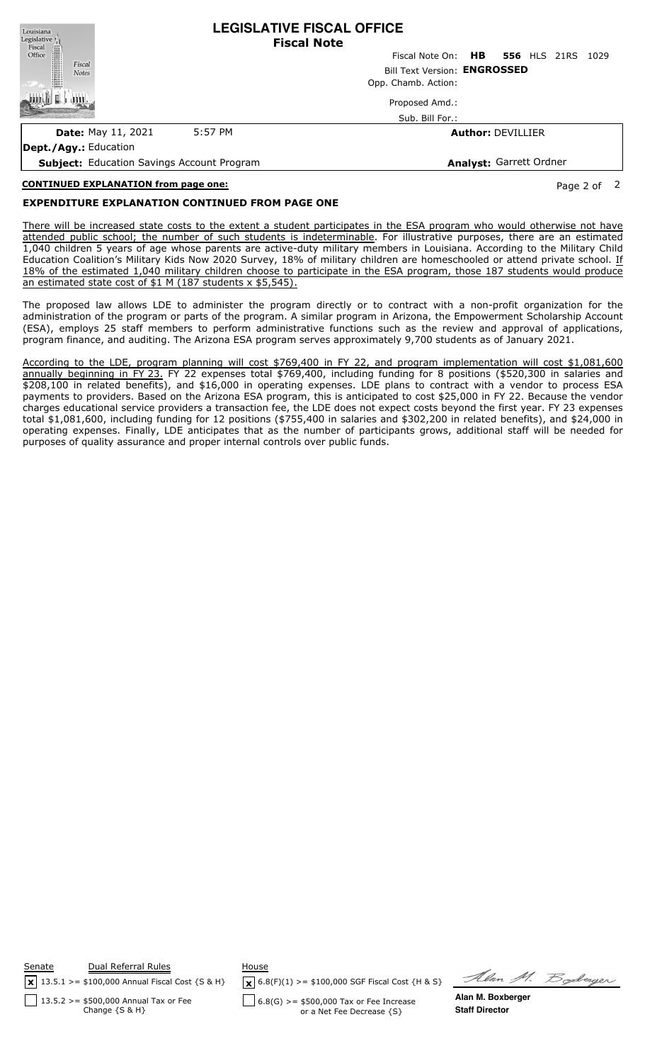# LEGISLATIVE FISCAL OFFICE
**Fiscal Note**

Fiscal Note On: **HB 556** HLS 21RS 1029

Bill Text Version: **ENGROSSED**

Opp. Chamb. Action:

Proposed Amd.:

Sub. Bill For.:

**Date:** May 11, 2021 5:57 PM

**Author:** DEVILLIER

**Dept./Agy.:** Education

**Subject:** Education Savings Account Program

**Analyst:** Garrett Ordner

**CONTINUED EXPLANATION from page one:**

**EXPENDITURE EXPLANATION CONTINUED FROM PAGE ONE**

There will be increased state costs to the extent a student participates in the ESA program who would otherwise not have attended public school; the number of such students is indeterminable. For illustrative purposes, there are an estimated 1,040 children 5 years of age whose parents are active-duty military members in Louisiana. According to the Military Child Education Coalition's Military Kids Now 2020 Survey, 18% of military children are homeschooled or attend private school. If 18% of the estimated 1,040 military children choose to participate in the ESA program, those 187 students would produce an estimated state cost of $1 M (187 students x $5,545).

The proposed law allows LDE to administer the program directly or to contract with a non-profit organization for the administration of the program or parts of the program. A similar program in Arizona, the Empowerment Scholarship Account (ESA), employs 25 staff members to perform administrative functions such as the review and approval of applications, program finance, and auditing. The Arizona ESA program serves approximately 9,700 students as of January 2021.

According to the LDE, program planning will cost $769,400 in FY 22, and program implementation will cost $1,081,600 annually beginning in FY 23. FY 22 expenses total $769,400, including funding for 8 positions ($520,300 in salaries and $208,100 in related benefits), and $16,000 in operating expenses. LDE plans to contract with a vendor to process ESA payments to providers. Based on the Arizona ESA program, this is anticipated to cost $25,000 in FY 22. Because the vendor charges educational service providers a transaction fee, the LDE does not expect costs beyond the first year. FY 23 expenses total $1,081,600, including funding for 12 positions ($755,400 in salaries and $302,200 in related benefits), and $24,000 in operating expenses. Finally, LDE anticipates that as the number of participants grows, additional staff will be needed for purposes of quality assurance and proper internal controls over public funds.

| Senate | Dual Referral Rules | House |
|---|---|---|
| [x] 13.5.1 >= $100,000 Annual Fiscal Cost {S & H} | | [x] 6.8(F)(1) >= $100,000 SGF Fiscal Cost {H & S} |
| [ ] 13.5.2 >= $500,000 Annual Tax or Fee Change {S & H} | | [ ] 6.8(G) >= $500,000 Tax or Fee Increase or a Net Fee Decrease {S} |

**Alan M. Boxberger**
**Staff Director**